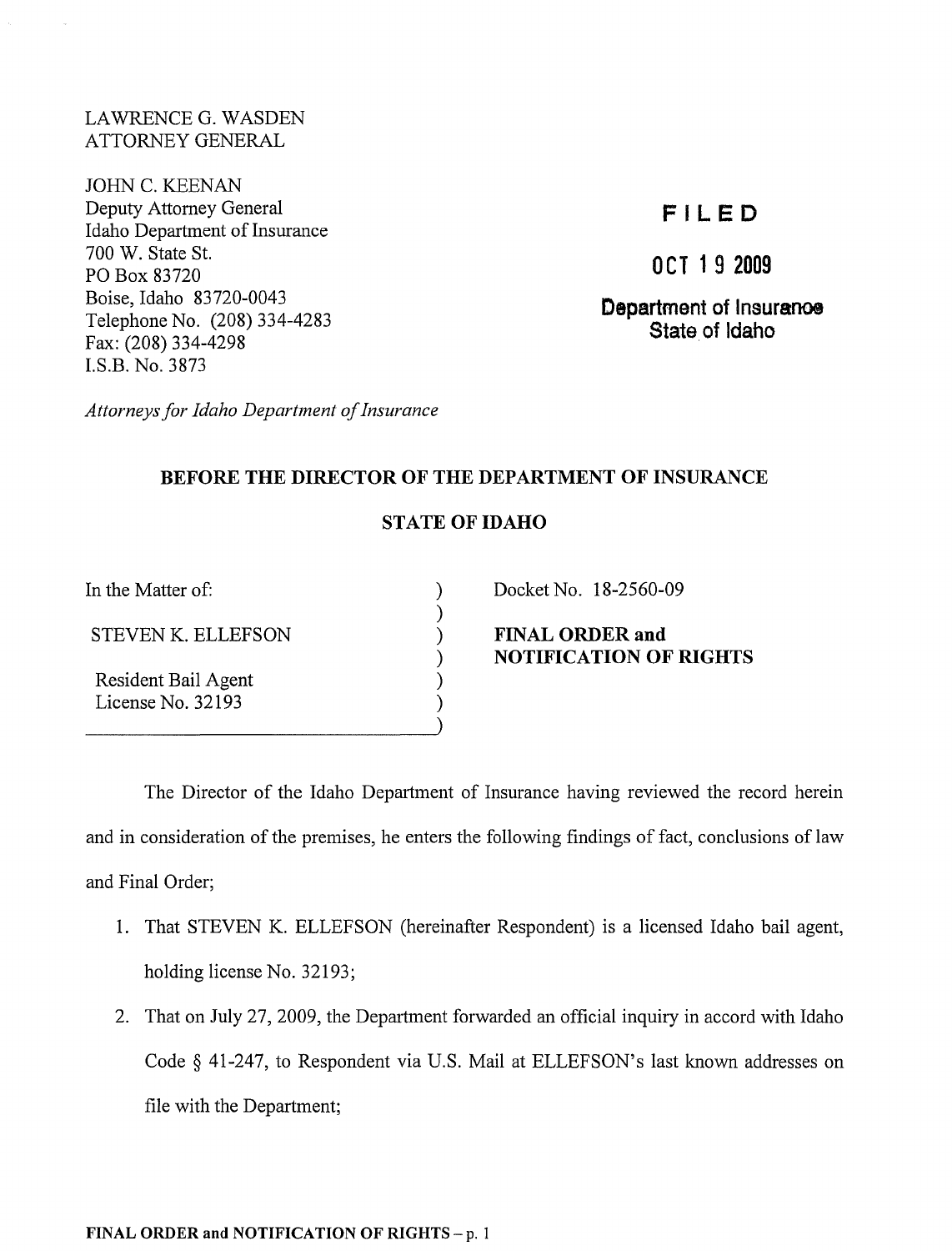LAWRENCE G. WASDEN
ATTORNEY GENERAL

JOHN C. KEENAN
Deputy Attorney General
Idaho Department of Insurance
700 W. State St.
PO Box 83720
Boise, Idaho 83720-0043
Telephone No. (208) 334-4283
Fax: (208) 334-4298
I.S.B. No. 3873

*Attorneys for Idaho Department of Insurance*

**FILED**

**OCT 19 2009**

**Department of Insurance
State of Idaho**

## BEFORE THE DIRECTOR OF THE DEPARTMENT OF INSURANCE

## STATE OF IDAHO

In the Matter of:

STEVEN K. ELLEFSON

Resident Bail Agent
License No. 32193

Docket No. 18-2560-09

**FINAL ORDER and NOTIFICATION OF RIGHTS**

The Director of the Idaho Department of Insurance having reviewed the record herein and in consideration of the premises, he enters the following findings of fact, conclusions of law and Final Order;

1. That STEVEN K. ELLEFSON (hereinafter Respondent) is a licensed Idaho bail agent, holding license No. 32193;
2. That on July 27, 2009, the Department forwarded an official inquiry in accord with Idaho Code § 41-247, to Respondent via U.S. Mail at ELLEFSON's last known addresses on file with the Department;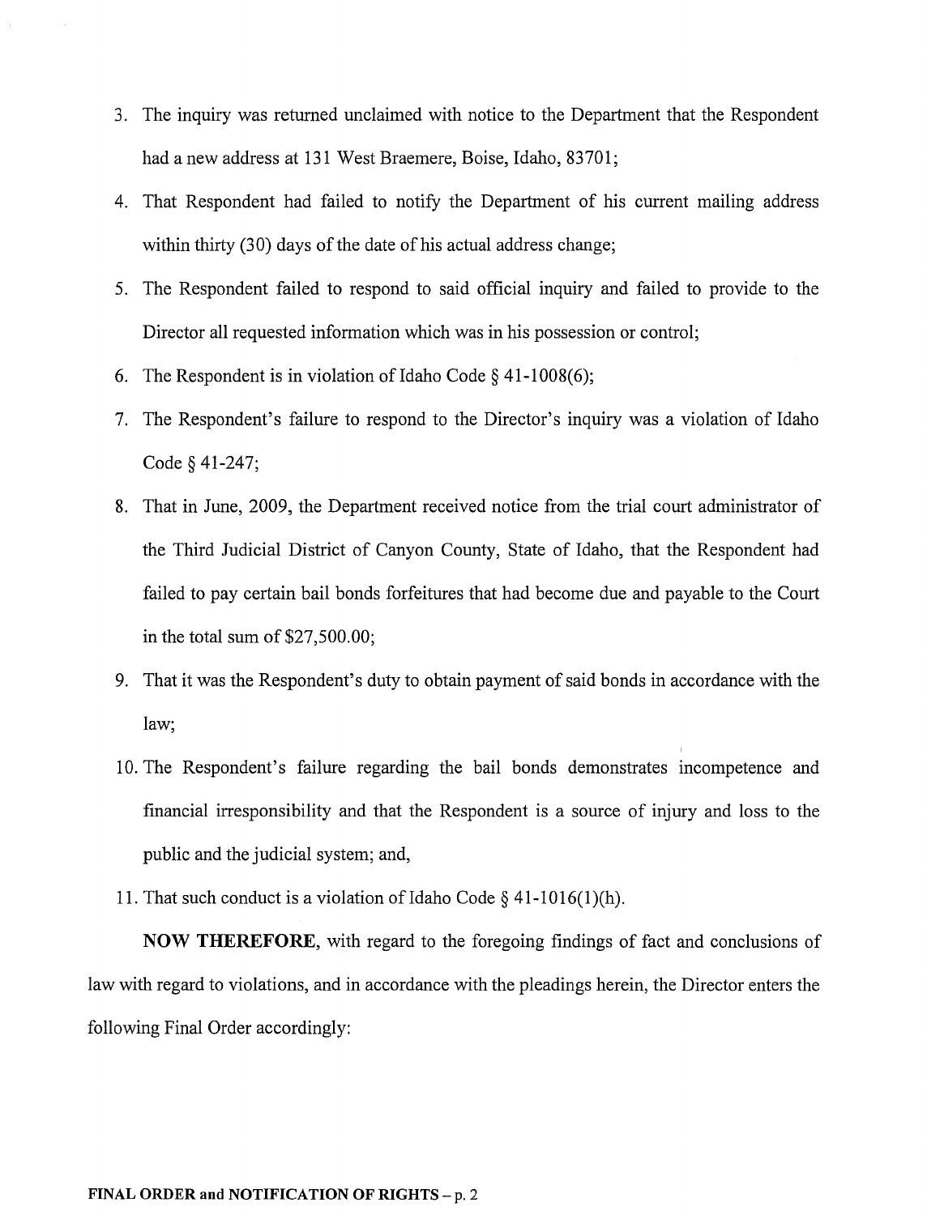3. The inquiry was returned unclaimed with notice to the Department that the Respondent had a new address at 131 West Braemere, Boise, Idaho, 83701;
4. That Respondent had failed to notify the Department of his current mailing address within thirty (30) days of the date of his actual address change;
5. The Respondent failed to respond to said official inquiry and failed to provide to the Director all requested information which was in his possession or control;
6. The Respondent is in violation of Idaho Code § 41-1008(6);
7. The Respondent's failure to respond to the Director's inquiry was a violation of Idaho Code § 41-247;
8. That in June, 2009, the Department received notice from the trial court administrator of the Third Judicial District of Canyon County, State of Idaho, that the Respondent had failed to pay certain bail bonds forfeitures that had become due and payable to the Court in the total sum of $27,500.00;
9. That it was the Respondent's duty to obtain payment of said bonds in accordance with the law;
10. The Respondent's failure regarding the bail bonds demonstrates incompetence and financial irresponsibility and that the Respondent is a source of injury and loss to the public and the judicial system; and,
11. That such conduct is a violation of Idaho Code § 41-1016(1)(h).

**NOW THEREFORE**, with regard to the foregoing findings of fact and conclusions of law with regard to violations, and in accordance with the pleadings herein, the Director enters the following Final Order accordingly: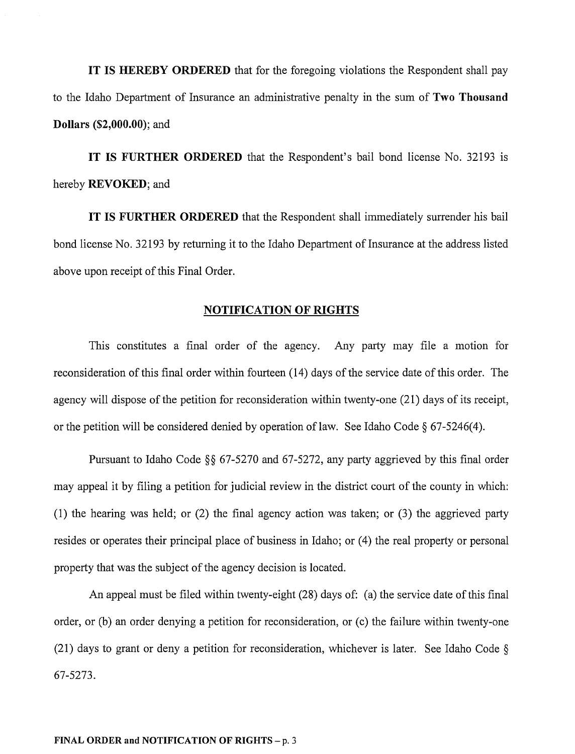**IT IS HEREBY ORDERED** that for the foregoing violations the Respondent shall pay to the Idaho Department of Insurance an administrative penalty in the sum of **Two Thousand Dollars ($2,000.00)**; and

**IT IS FURTHER ORDERED** that the Respondent's bail bond license No. 32193 is hereby **REVOKED**; and

**IT IS FURTHER ORDERED** that the Respondent shall immediately surrender his bail bond license No. 32193 by returning it to the Idaho Department of Insurance at the address listed above upon receipt of this Final Order.

## NOTIFICATION OF RIGHTS

This constitutes a final order of the agency. Any party may file a motion for reconsideration of this final order within fourteen (14) days of the service date of this order. The agency will dispose of the petition for reconsideration within twenty-one (21) days of its receipt, or the petition will be considered denied by operation of law. See Idaho Code § 67-5246(4).

Pursuant to Idaho Code §§ 67-5270 and 67-5272, any party aggrieved by this final order may appeal it by filing a petition for judicial review in the district court of the county in which: (1) the hearing was held; or (2) the final agency action was taken; or (3) the aggrieved party resides or operates their principal place of business in Idaho; or (4) the real property or personal property that was the subject of the agency decision is located.

An appeal must be filed within twenty-eight (28) days of: (a) the service date of this final order, or (b) an order denying a petition for reconsideration, or (c) the failure within twenty-one (21) days to grant or deny a petition for reconsideration, whichever is later. See Idaho Code § 67-5273.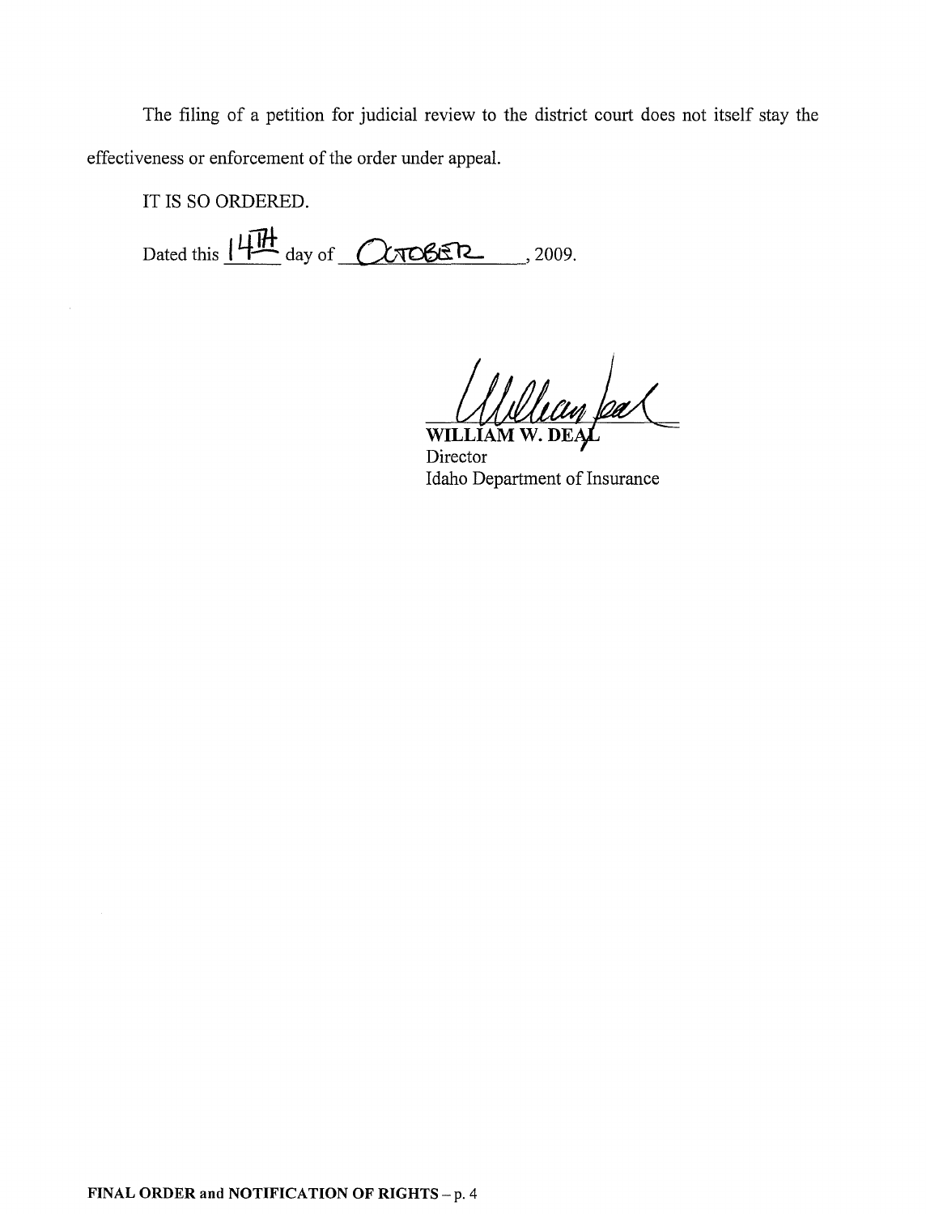The filing of a petition for judicial review to the district court does not itself stay the effectiveness or enforcement of the order under appeal.

IT IS SO ORDERED.

Dated this 14TH day of OCTOBER, 2009.

WILLIAM W. DEAL  
Director  
Idaho Department of Insurance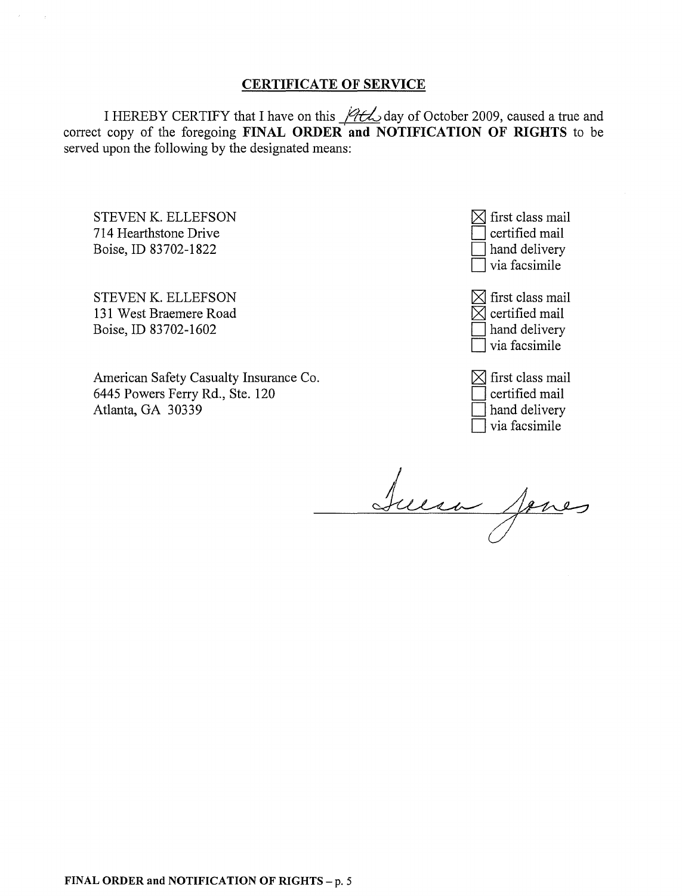## CERTIFICATE OF SERVICE

I HEREBY CERTIFY that I have on this 19th day of October 2009, caused a true and correct copy of the foregoing **FINAL ORDER and NOTIFICATION OF RIGHTS** to be served upon the following by the designated means:

| | |
|---|---|
| STEVEN K. ELLEFSON<br>714 Hearthstone Drive<br>Boise, ID 83702-1822 | ☒ first class mail<br>☐ certified mail<br>☐ hand delivery<br>☐ via facsimile |
| STEVEN K. ELLEFSON<br>131 West Braemere Road<br>Boise, ID 83702-1602 | ☒ first class mail<br>☒ certified mail<br>☐ hand delivery<br>☐ via facsimile |
| American Safety Casualty Insurance Co.<br>6445 Powers Ferry Rd., Ste. 120<br>Atlanta, GA 30339 | ☒ first class mail<br>☐ certified mail<br>☐ hand delivery<br>☐ via facsimile |

Susan Jones

**FINAL ORDER and NOTIFICATION OF RIGHTS – p. 5**